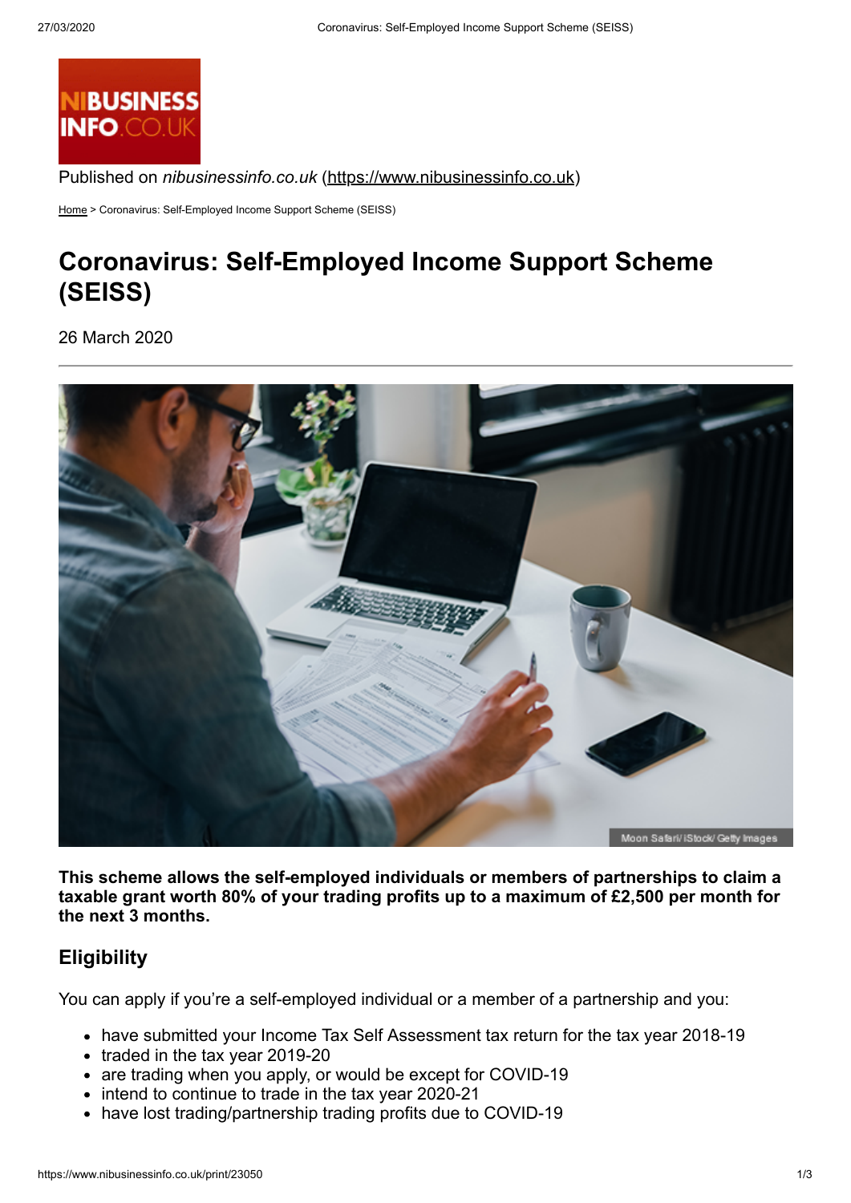Published on *nibusinessinfo.co.uk* (https://www.nibusinessinfo.co.uk)

Home > Coronavirus: Self-Employed Income Support Scheme (SEISS)

# Coronavirus: Self-Employed Income Support Scheme (SEISS)

26 March 2020

Moon Safari/ iStock/ Getty Images

**This scheme allows the self-employed individuals or members of partnerships to claim a taxable grant worth 80% of your trading profits up to a maximum of £2,500 per month for the next 3 months.**

## Eligibility

You can apply if you're a self-employed individual or a member of a partnership and you:

- have submitted your Income Tax Self Assessment tax return for the tax year 2018-19
- traded in the tax year 2019-20
- are trading when you apply, or would be except for COVID-19
- intend to continue to trade in the tax year 2020-21
- have lost trading/partnership trading profits due to COVID-19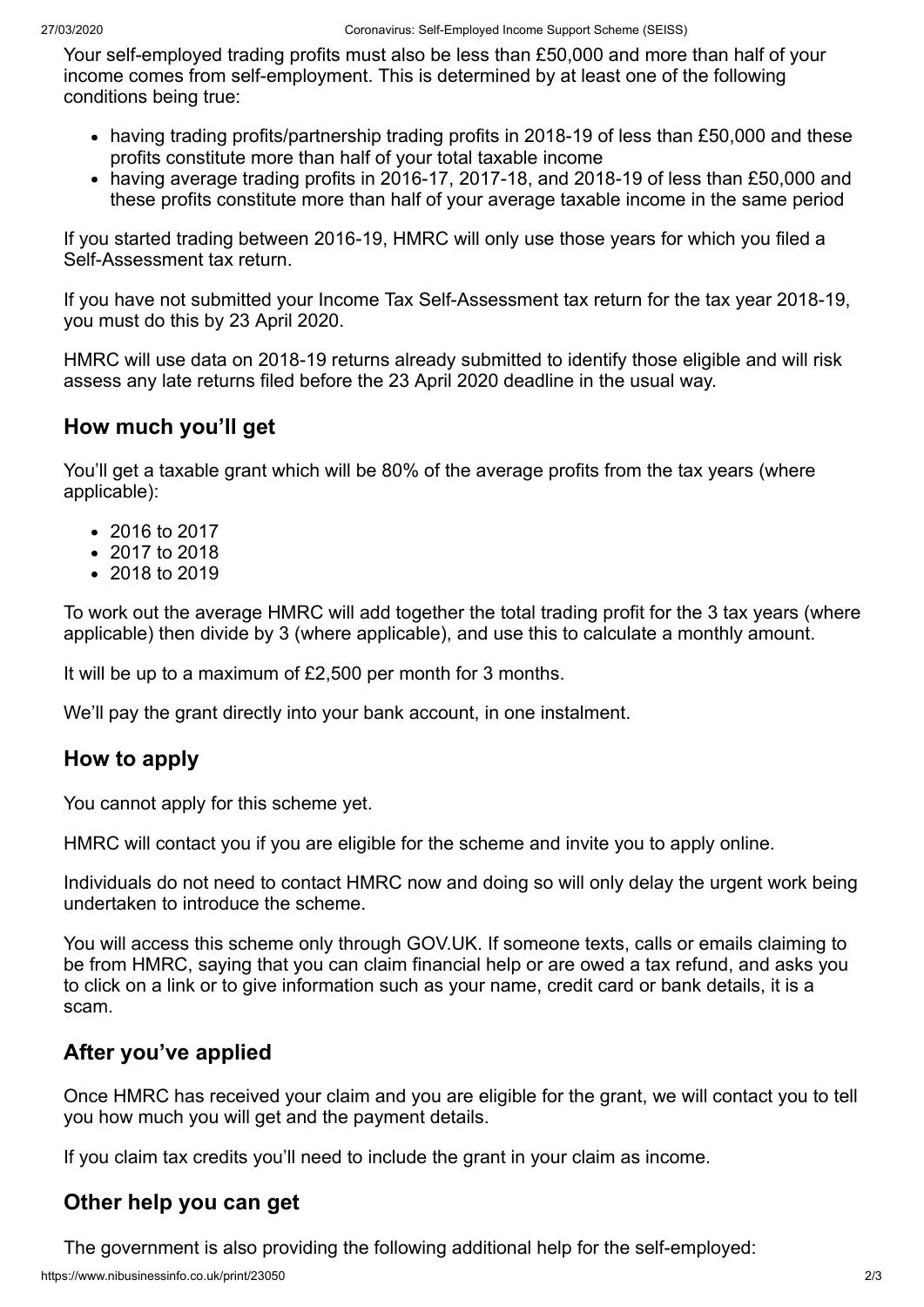Your self-employed trading profits must also be less than £50,000 and more than half of your income comes from self-employment. This is determined by at least one of the following conditions being true:

- having trading profits/partnership trading profits in 2018-19 of less than £50,000 and these profits constitute more than half of your total taxable income
- having average trading profits in 2016-17, 2017-18, and 2018-19 of less than £50,000 and these profits constitute more than half of your average taxable income in the same period

If you started trading between 2016-19, HMRC will only use those years for which you filed a Self-Assessment tax return.

If you have not submitted your Income Tax Self-Assessment tax return for the tax year 2018-19, you must do this by 23 April 2020.

HMRC will use data on 2018-19 returns already submitted to identify those eligible and will risk assess any late returns filed before the 23 April 2020 deadline in the usual way.

## How much you'll get

You'll get a taxable grant which will be 80% of the average profits from the tax years (where applicable):

- 2016 to 2017
- 2017 to 2018
- 2018 to 2019

To work out the average HMRC will add together the total trading profit for the 3 tax years (where applicable) then divide by 3 (where applicable), and use this to calculate a monthly amount.

It will be up to a maximum of £2,500 per month for 3 months.

We'll pay the grant directly into your bank account, in one instalment.

## How to apply

You cannot apply for this scheme yet.

HMRC will contact you if you are eligible for the scheme and invite you to apply online.

Individuals do not need to contact HMRC now and doing so will only delay the urgent work being undertaken to introduce the scheme.

You will access this scheme only through GOV.UK. If someone texts, calls or emails claiming to be from HMRC, saying that you can claim financial help or are owed a tax refund, and asks you to click on a link or to give information such as your name, credit card or bank details, it is a scam.

## After you've applied

Once HMRC has received your claim and you are eligible for the grant, we will contact you to tell you how much you will get and the payment details.

If you claim tax credits you'll need to include the grant in your claim as income.

## Other help you can get

The government is also providing the following additional help for the self-employed: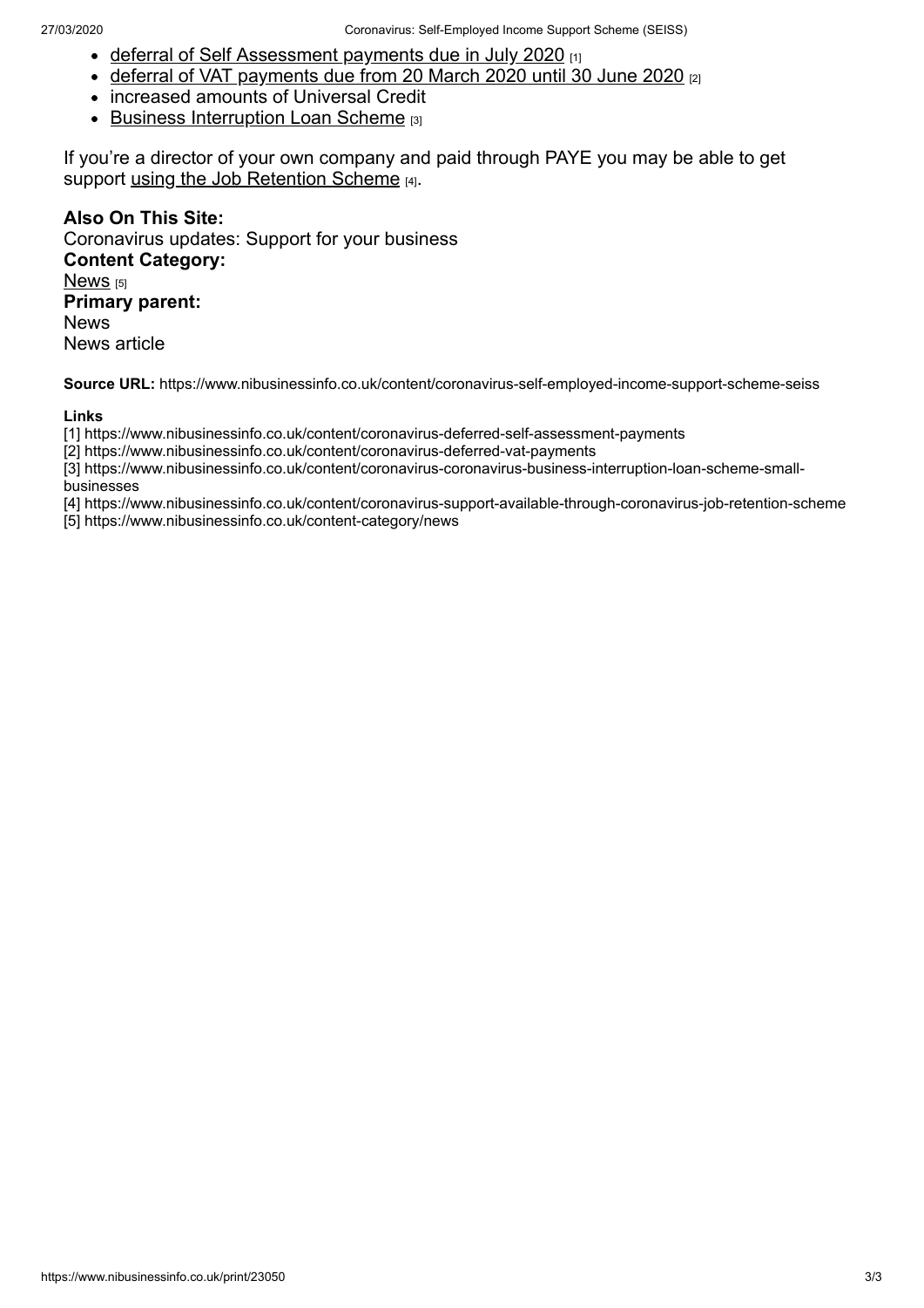- deferral of Self Assessment payments due in July 2020 [1]
- deferral of VAT payments due from 20 March 2020 until 30 June 2020 [2]
- increased amounts of Universal Credit
- Business Interruption Loan Scheme [3]

If you're a director of your own company and paid through PAYE you may be able to get support using the Job Retention Scheme [4].

**Also On This Site:**
Coronavirus updates: Support for your business
**Content Category:**
News [5]
**Primary parent:**
News
News article

**Source URL:** https://www.nibusinessinfo.co.uk/content/coronavirus-self-employed-income-support-scheme-seiss

**Links**
[1] https://www.nibusinessinfo.co.uk/content/coronavirus-deferred-self-assessment-payments
[2] https://www.nibusinessinfo.co.uk/content/coronavirus-deferred-vat-payments
[3] https://www.nibusinessinfo.co.uk/content/coronavirus-coronavirus-business-interruption-loan-scheme-small-businesses
[4] https://www.nibusinessinfo.co.uk/content/coronavirus-support-available-through-coronavirus-job-retention-scheme
[5] https://www.nibusinessinfo.co.uk/content-category/news